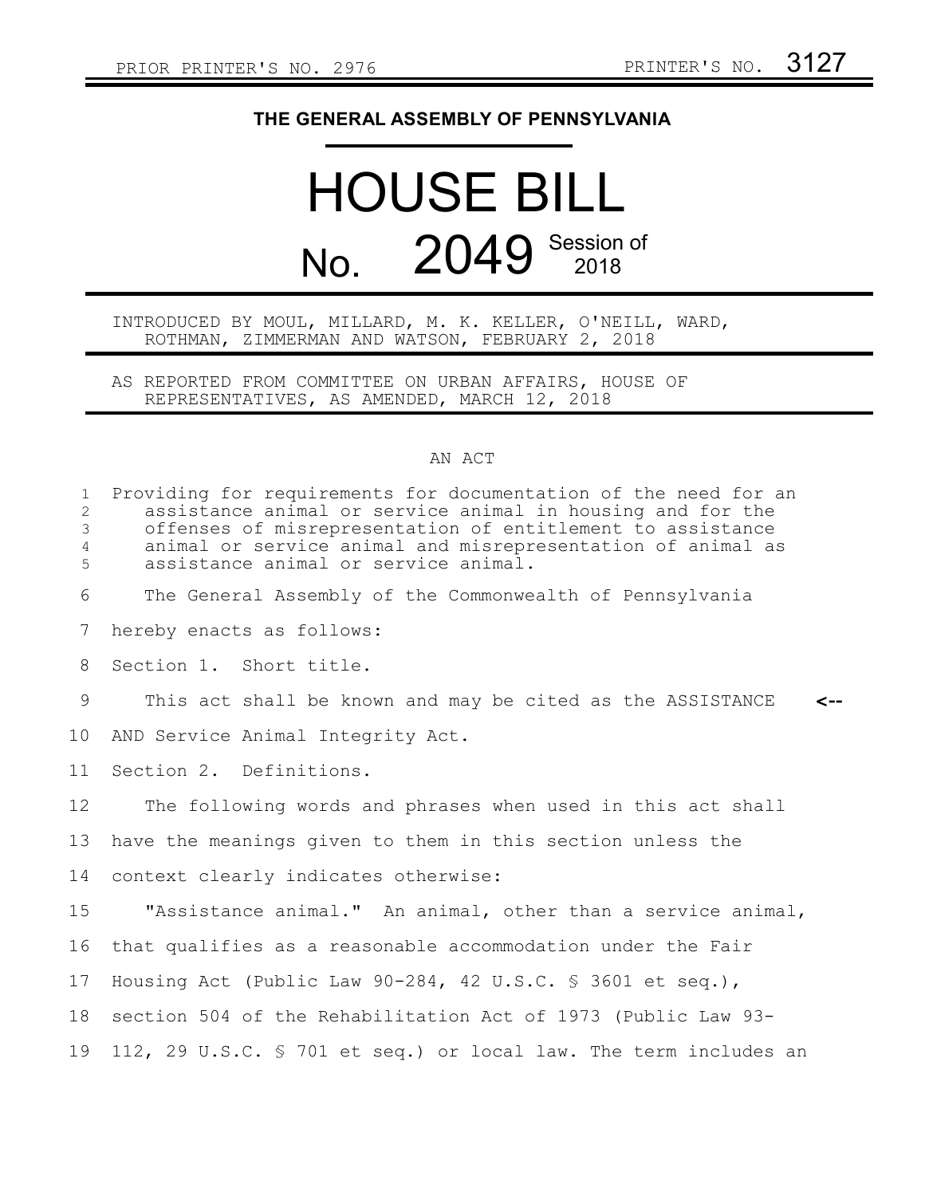PRIOR PRINTER'S NO. 2976 PRINTER'S NO. 3127

# THE GENERAL ASSEMBLY OF PENNSYLVANIA

# HOUSE BILL

## No. 2049 Session of 2018

INTRODUCED BY MOUL, MILLARD, M. K. KELLER, O'NEILL, WARD, ROTHMAN, ZIMMERMAN AND WATSON, FEBRUARY 2, 2018

AS REPORTED FROM COMMITTEE ON URBAN AFFAIRS, HOUSE OF REPRESENTATIVES, AS AMENDED, MARCH 12, 2018

AN ACT

Providing for requirements for documentation of the need for an assistance animal or service animal in housing and for the offenses of misrepresentation of entitlement to assistance animal or service animal and misrepresentation of animal as assistance animal or service animal.

The General Assembly of the Commonwealth of Pennsylvania hereby enacts as follows:

Section 1. Short title.

This act shall be known and may be cited as the ASSISTANCE AND Service Animal Integrity Act. <--

Section 2. Definitions.

The following words and phrases when used in this act shall have the meanings given to them in this section unless the context clearly indicates otherwise:

"Assistance animal." An animal, other than a service animal, that qualifies as a reasonable accommodation under the Fair Housing Act (Public Law 90-284, 42 U.S.C. § 3601 et seq.), section 504 of the Rehabilitation Act of 1973 (Public Law 93-112, 29 U.S.C. § 701 et seq.) or local law. The term includes an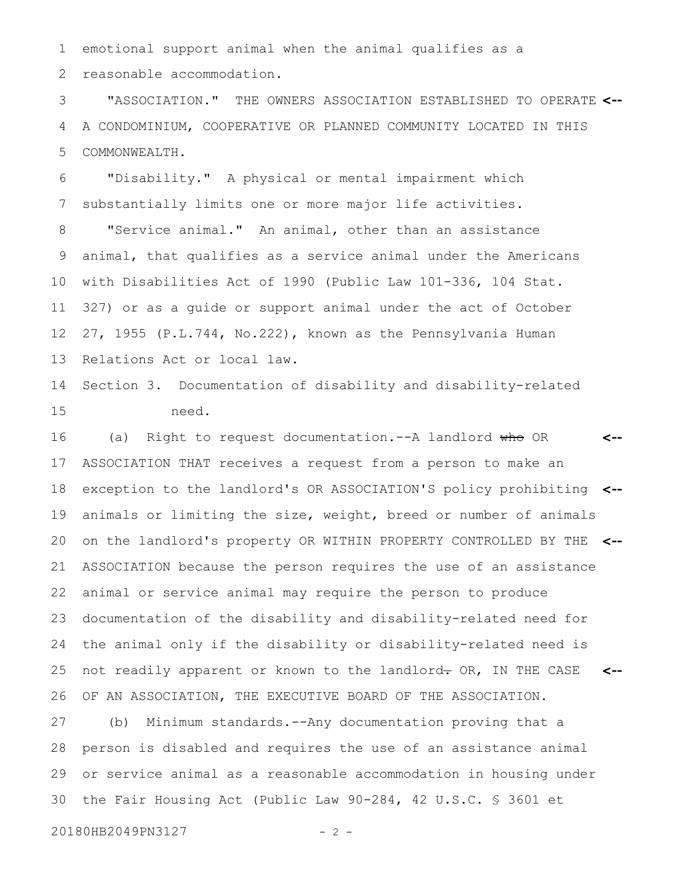emotional support animal when the animal qualifies as a reasonable accommodation.

"ASSOCIATION." THE OWNERS ASSOCIATION ESTABLISHED TO OPERATE A CONDOMINIUM, COOPERATIVE OR PLANNED COMMUNITY LOCATED IN THIS COMMONWEALTH.

"Disability." A physical or mental impairment which substantially limits one or more major life activities.

"Service animal." An animal, other than an assistance animal, that qualifies as a service animal under the Americans with Disabilities Act of 1990 (Public Law 101-336, 104 Stat. 327) or as a guide or support animal under the act of October 27, 1955 (P.L.744, No.222), known as the Pennsylvania Human Relations Act or local law.

Section 3. Documentation of disability and disability-related need.

(a) Right to request documentation.--A landlord ~~who~~ OR ASSOCIATION THAT receives a request from a person to make an exception to the landlord's OR ASSOCIATION'S policy prohibiting animals or limiting the size, weight, breed or number of animals on the landlord's property OR WITHIN PROPERTY CONTROLLED BY THE ASSOCIATION because the person requires the use of an assistance animal or service animal may require the person to produce documentation of the disability and disability-related need for the animal only if the disability or disability-related need is not readily apparent or known to the landlord~~.~~ OR, IN THE CASE OF AN ASSOCIATION, THE EXECUTIVE BOARD OF THE ASSOCIATION.

(b) Minimum standards.--Any documentation proving that a person is disabled and requires the use of an assistance animal or service animal as a reasonable accommodation in housing under the Fair Housing Act (Public Law 90-284, 42 U.S.C. § 3601 et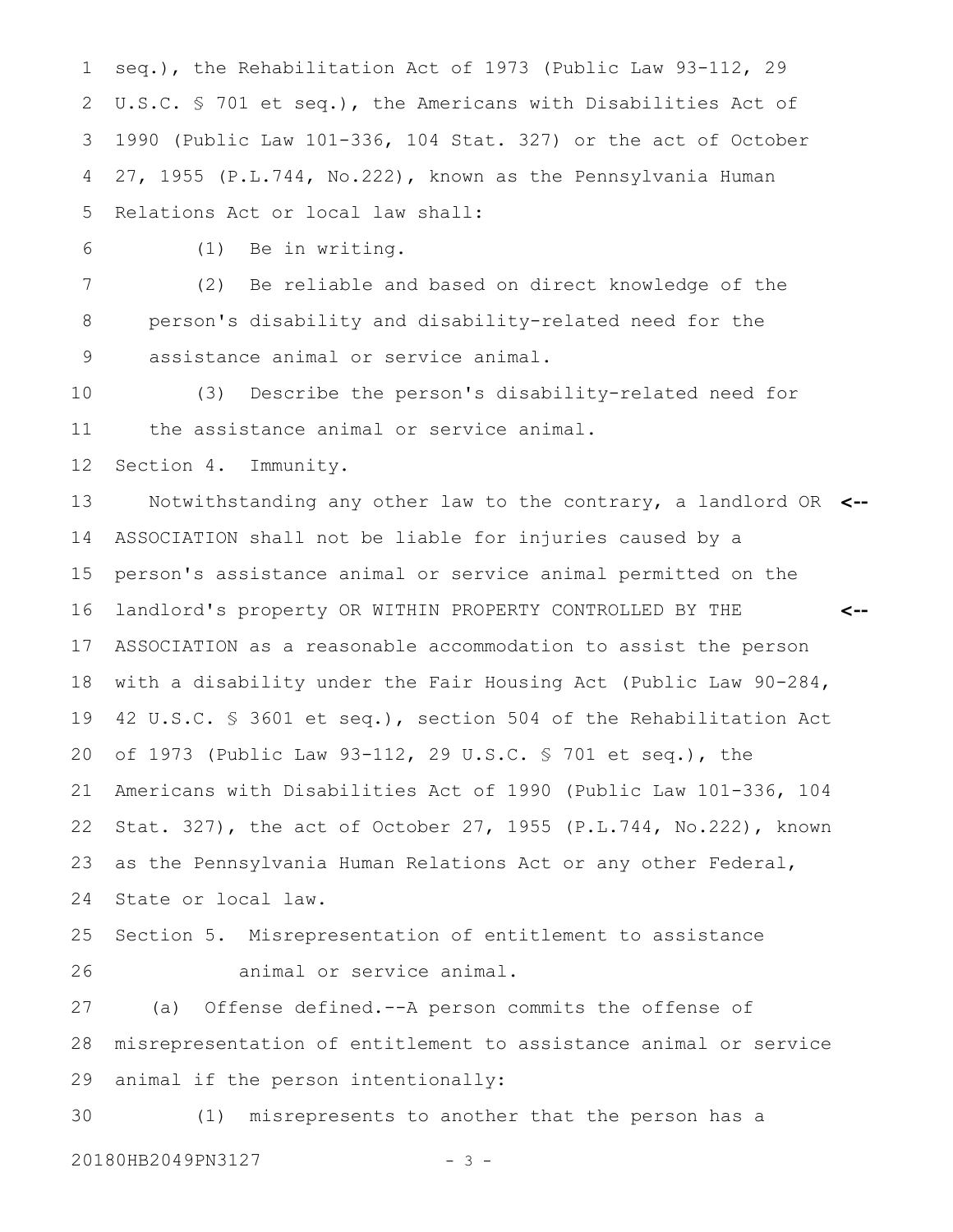seq.), the Rehabilitation Act of 1973 (Public Law 93-112, 29 U.S.C. § 701 et seq.), the Americans with Disabilities Act of 1990 (Public Law 101-336, 104 Stat. 327) or the act of October 27, 1955 (P.L.744, No.222), known as the Pennsylvania Human Relations Act or local law shall:

(1) Be in writing.

(2) Be reliable and based on direct knowledge of the person's disability and disability-related need for the assistance animal or service animal.

(3) Describe the person's disability-related need for the assistance animal or service animal.

Section 4. Immunity.

Notwithstanding any other law to the contrary, a landlord OR ASSOCIATION shall not be liable for injuries caused by a person's assistance animal or service animal permitted on the landlord's property OR WITHIN PROPERTY CONTROLLED BY THE ASSOCIATION as a reasonable accommodation to assist the person with a disability under the Fair Housing Act (Public Law 90-284, 42 U.S.C. § 3601 et seq.), section 504 of the Rehabilitation Act of 1973 (Public Law 93-112, 29 U.S.C. § 701 et seq.), the Americans with Disabilities Act of 1990 (Public Law 101-336, 104 Stat. 327), the act of October 27, 1955 (P.L.744, No.222), known as the Pennsylvania Human Relations Act or any other Federal, State or local law.

Section 5. Misrepresentation of entitlement to assistance animal or service animal.

(a) Offense defined.--A person commits the offense of misrepresentation of entitlement to assistance animal or service animal if the person intentionally:

(1) misrepresents to another that the person has a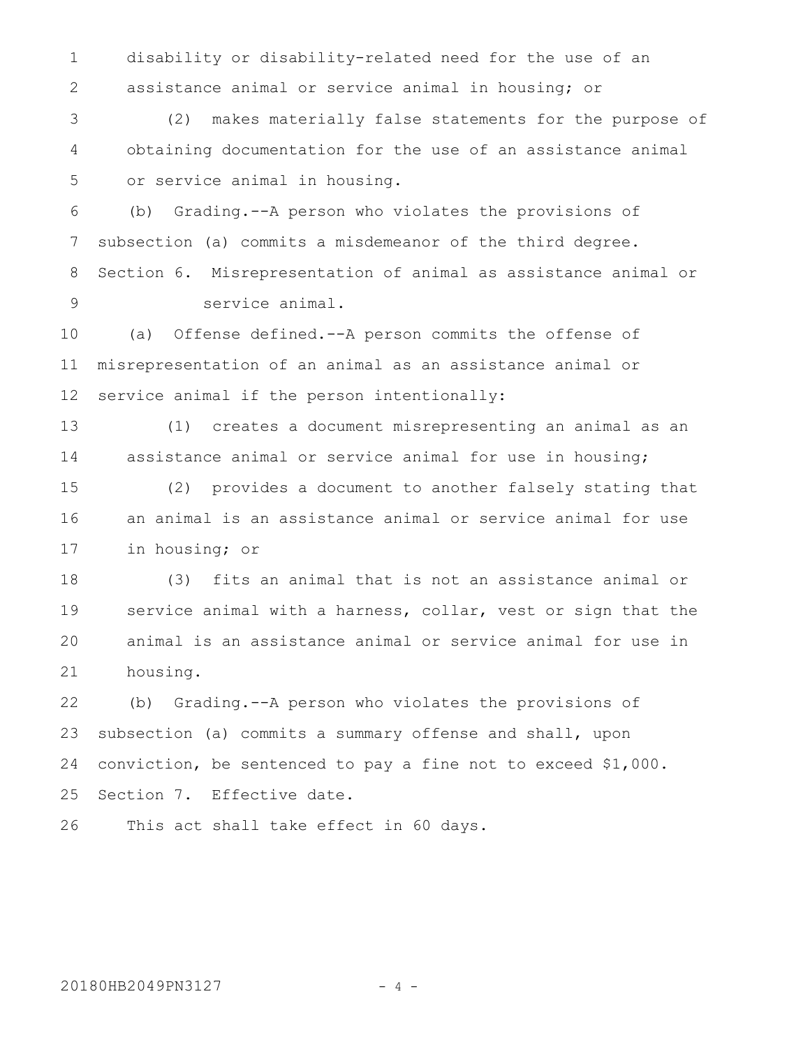disability or disability-related need for the use of an assistance animal or service animal in housing; or

(2) makes materially false statements for the purpose of obtaining documentation for the use of an assistance animal or service animal in housing.

(b) Grading.--A person who violates the provisions of subsection (a) commits a misdemeanor of the third degree.

Section 6. Misrepresentation of animal as assistance animal or service animal.

(a) Offense defined.--A person commits the offense of misrepresentation of an animal as an assistance animal or service animal if the person intentionally:

(1) creates a document misrepresenting an animal as an assistance animal or service animal for use in housing;

(2) provides a document to another falsely stating that an animal is an assistance animal or service animal for use in housing; or

(3) fits an animal that is not an assistance animal or service animal with a harness, collar, vest or sign that the animal is an assistance animal or service animal for use in housing.

(b) Grading.--A person who violates the provisions of subsection (a) commits a summary offense and shall, upon conviction, be sentenced to pay a fine not to exceed $1,000.

Section 7. Effective date.

This act shall take effect in 60 days.